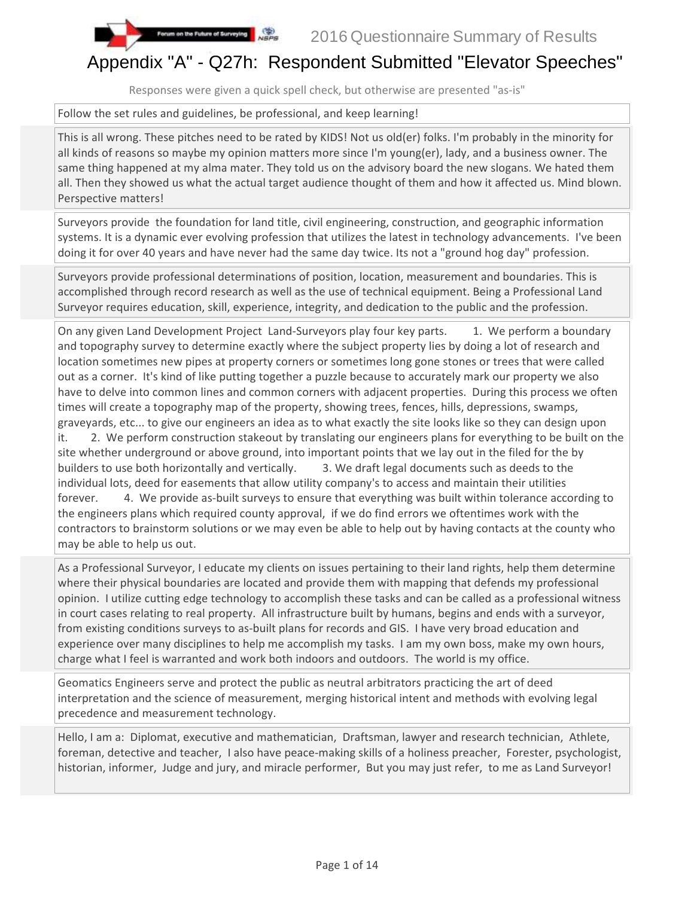2016 Questionnaire Summary of Results

# Appendix "A" - Q27h: Respondent Submitted "Elevator Speeches"

Responses were given a quick spell check, but otherwise are presented "as-is"

Follow the set rules and guidelines, be professional, and keep learning!

This is all wrong. These pitches need to be rated by KIDS! Not us old(er) folks. I'm probably in the minority for all kinds of reasons so maybe my opinion matters more since I'm young(er), lady, and a business owner. The same thing happened at my alma mater. They told us on the advisory board the new slogans. We hated them all. Then they showed us what the actual target audience thought of them and how it affected us. Mind blown. Perspective matters!

Surveyors provide the foundation for land title, civil engineering, construction, and geographic information systems. It is a dynamic ever evolving profession that utilizes the latest in technology advancements. I've been doing it for over 40 years and have never had the same day twice. Its not a "ground hog day" profession.

Surveyors provide professional determinations of position, location, measurement and boundaries. This is accomplished through record research as well as the use of technical equipment. Being a Professional Land Surveyor requires education, skill, experience, integrity, and dedication to the public and the profession.

On any given Land Development Project Land-Surveyors play four key parts. 1. We perform a boundary and topography survey to determine exactly where the subject property lies by doing a lot of research and location sometimes new pipes at property corners or sometimes long gone stones or trees that were called out as a corner. It's kind of like putting together a puzzle because to accurately mark our property we also have to delve into common lines and common corners with adjacent properties. During this process we often times will create a topography map of the property, showing trees, fences, hills, depressions, swamps, graveyards, etc... to give our engineers an idea as to what exactly the site looks like so they can design upon it. 2. We perform construction stakeout by translating our engineers plans for everything to be built on the site whether underground or above ground, into important points that we lay out in the filed for the by builders to use both horizontally and vertically. 3. We draft legal documents such as deeds to the individual lots, deed for easements that allow utility company's to access and maintain their utilities forever. 4. We provide as-built surveys to ensure that everything was built within tolerance according to the engineers plans which required county approval, if we do find errors we oftentimes work with the contractors to brainstorm solutions or we may even be able to help out by having contacts at the county who may be able to help us out.

As a Professional Surveyor, I educate my clients on issues pertaining to their land rights, help them determine where their physical boundaries are located and provide them with mapping that defends my professional opinion. I utilize cutting edge technology to accomplish these tasks and can be called as a professional witness in court cases relating to real property. All infrastructure built by humans, begins and ends with a surveyor, from existing conditions surveys to as-built plans for records and GIS. I have very broad education and experience over many disciplines to help me accomplish my tasks. I am my own boss, make my own hours, charge what I feel is warranted and work both indoors and outdoors. The world is my office.

Geomatics Engineers serve and protect the public as neutral arbitrators practicing the art of deed interpretation and the science of measurement, merging historical intent and methods with evolving legal precedence and measurement technology.

Hello, I am a: Diplomat, executive and mathematician, Draftsman, lawyer and research technician, Athlete, foreman, detective and teacher, I also have peace-making skills of a holiness preacher, Forester, psychologist, historian, informer, Judge and jury, and miracle performer, But you may just refer, to me as Land Surveyor!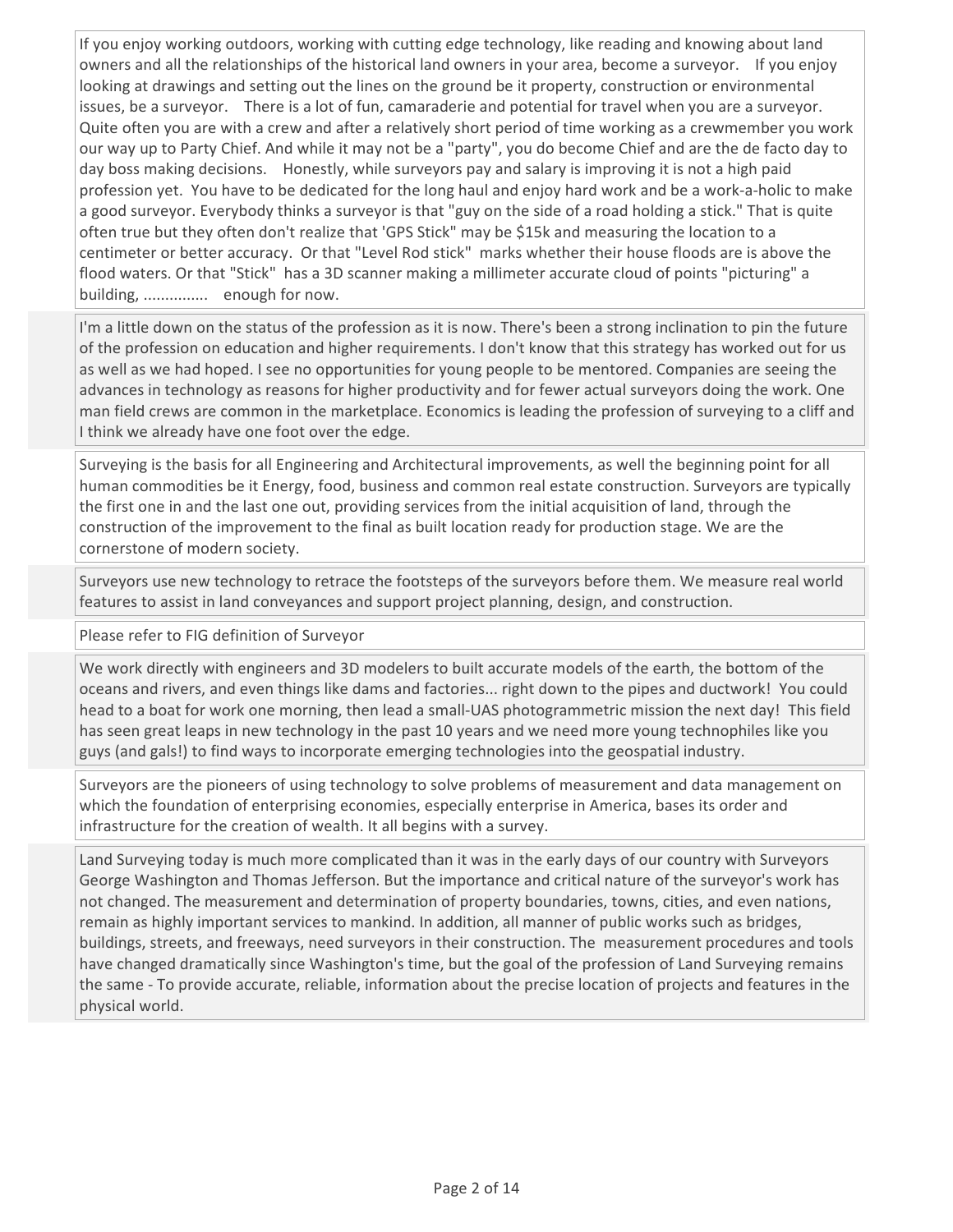If you enjoy working outdoors, working with cutting edge technology, like reading and knowing about land owners and all the relationships of the historical land owners in your area, become a surveyor. If you enjoy looking at drawings and setting out the lines on the ground be it property, construction or environmental issues, be a surveyor. There is a lot of fun, camaraderie and potential for travel when you are a surveyor. Quite often you are with a crew and after a relatively short period of time working as a crewmember you work our way up to Party Chief. And while it may not be a "party", you do become Chief and are the de facto day to day boss making decisions. Honestly, while surveyors pay and salary is improving it is not a high paid profession yet. You have to be dedicated for the long haul and enjoy hard work and be a work-a-holic to make a good surveyor. Everybody thinks a surveyor is that "guy on the side of a road holding a stick." That is quite often true but they often don't realize that 'GPS Stick" may be $15k and measuring the location to a centimeter or better accuracy. Or that "Level Rod stick" marks whether their house floods are is above the flood waters. Or that "Stick" has a 3D scanner making a millimeter accurate cloud of points "picturing" a building, ............... enough for now.

I'm a little down on the status of the profession as it is now. There's been a strong inclination to pin the future of the profession on education and higher requirements. I don't know that this strategy has worked out for us as well as we had hoped. I see no opportunities for young people to be mentored. Companies are seeing the advances in technology as reasons for higher productivity and for fewer actual surveyors doing the work. One man field crews are common in the marketplace. Economics is leading the profession of surveying to a cliff and I think we already have one foot over the edge.

Surveying is the basis for all Engineering and Architectural improvements, as well the beginning point for all human commodities be it Energy, food, business and common real estate construction. Surveyors are typically the first one in and the last one out, providing services from the initial acquisition of land, through the construction of the improvement to the final as built location ready for production stage. We are the cornerstone of modern society.

Surveyors use new technology to retrace the footsteps of the surveyors before them. We measure real world features to assist in land conveyances and support project planning, design, and construction.

Please refer to FIG definition of Surveyor

We work directly with engineers and 3D modelers to built accurate models of the earth, the bottom of the oceans and rivers, and even things like dams and factories... right down to the pipes and ductwork! You could head to a boat for work one morning, then lead a small-UAS photogrammetric mission the next day! This field has seen great leaps in new technology in the past 10 years and we need more young technophiles like you guys (and gals!) to find ways to incorporate emerging technologies into the geospatial industry.

Surveyors are the pioneers of using technology to solve problems of measurement and data management on which the foundation of enterprising economies, especially enterprise in America, bases its order and infrastructure for the creation of wealth. It all begins with a survey.

Land Surveying today is much more complicated than it was in the early days of our country with Surveyors George Washington and Thomas Jefferson. But the importance and critical nature of the surveyor's work has not changed. The measurement and determination of property boundaries, towns, cities, and even nations, remain as highly important services to mankind. In addition, all manner of public works such as bridges, buildings, streets, and freeways, need surveyors in their construction. The measurement procedures and tools have changed dramatically since Washington's time, but the goal of the profession of Land Surveying remains the same - To provide accurate, reliable, information about the precise location of projects and features in the physical world.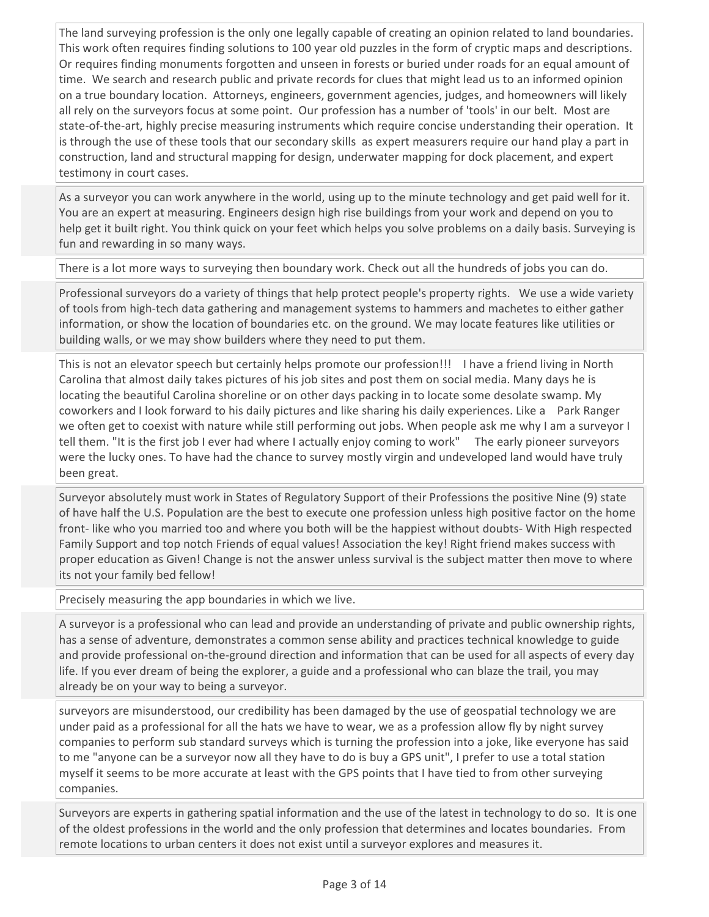The land surveying profession is the only one legally capable of creating an opinion related to land boundaries. This work often requires finding solutions to 100 year old puzzles in the form of cryptic maps and descriptions. Or requires finding monuments forgotten and unseen in forests or buried under roads for an equal amount of time. We search and research public and private records for clues that might lead us to an informed opinion on a true boundary location. Attorneys, engineers, government agencies, judges, and homeowners will likely all rely on the surveyors focus at some point. Our profession has a number of 'tools' in our belt. Most are state-of-the-art, highly precise measuring instruments which require concise understanding their operation. It is through the use of these tools that our secondary skills as expert measurers require our hand play a part in construction, land and structural mapping for design, underwater mapping for dock placement, and expert testimony in court cases.

As a surveyor you can work anywhere in the world, using up to the minute technology and get paid well for it. You are an expert at measuring. Engineers design high rise buildings from your work and depend on you to help get it built right. You think quick on your feet which helps you solve problems on a daily basis. Surveying is fun and rewarding in so many ways.

There is a lot more ways to surveying then boundary work. Check out all the hundreds of jobs you can do.

Professional surveyors do a variety of things that help protect people's property rights. We use a wide variety of tools from high-tech data gathering and management systems to hammers and machetes to either gather information, or show the location of boundaries etc. on the ground. We may locate features like utilities or building walls, or we may show builders where they need to put them.

This is not an elevator speech but certainly helps promote our profession!!! I have a friend living in North Carolina that almost daily takes pictures of his job sites and post them on social media. Many days he is locating the beautiful Carolina shoreline or on other days packing in to locate some desolate swamp. My coworkers and I look forward to his daily pictures and like sharing his daily experiences. Like a Park Ranger we often get to coexist with nature while still performing out jobs. When people ask me why I am a surveyor I tell them. "It is the first job I ever had where I actually enjoy coming to work" The early pioneer surveyors were the lucky ones. To have had the chance to survey mostly virgin and undeveloped land would have truly been great.

Surveyor absolutely must work in States of Regulatory Support of their Professions the positive Nine (9) state of have half the U.S. Population are the best to execute one profession unless high positive factor on the home front- like who you married too and where you both will be the happiest without doubts- With High respected Family Support and top notch Friends of equal values! Association the key! Right friend makes success with proper education as Given! Change is not the answer unless survival is the subject matter then move to where its not your family bed fellow!

Precisely measuring the app boundaries in which we live.

A surveyor is a professional who can lead and provide an understanding of private and public ownership rights, has a sense of adventure, demonstrates a common sense ability and practices technical knowledge to guide and provide professional on-the-ground direction and information that can be used for all aspects of every day life. If you ever dream of being the explorer, a guide and a professional who can blaze the trail, you may already be on your way to being a surveyor.

surveyors are misunderstood, our credibility has been damaged by the use of geospatial technology we are under paid as a professional for all the hats we have to wear, we as a profession allow fly by night survey companies to perform sub standard surveys which is turning the profession into a joke, like everyone has said to me "anyone can be a surveyor now all they have to do is buy a GPS unit", I prefer to use a total station myself it seems to be more accurate at least with the GPS points that I have tied to from other surveying companies.

Surveyors are experts in gathering spatial information and the use of the latest in technology to do so. It is one of the oldest professions in the world and the only profession that determines and locates boundaries. From remote locations to urban centers it does not exist until a surveyor explores and measures it.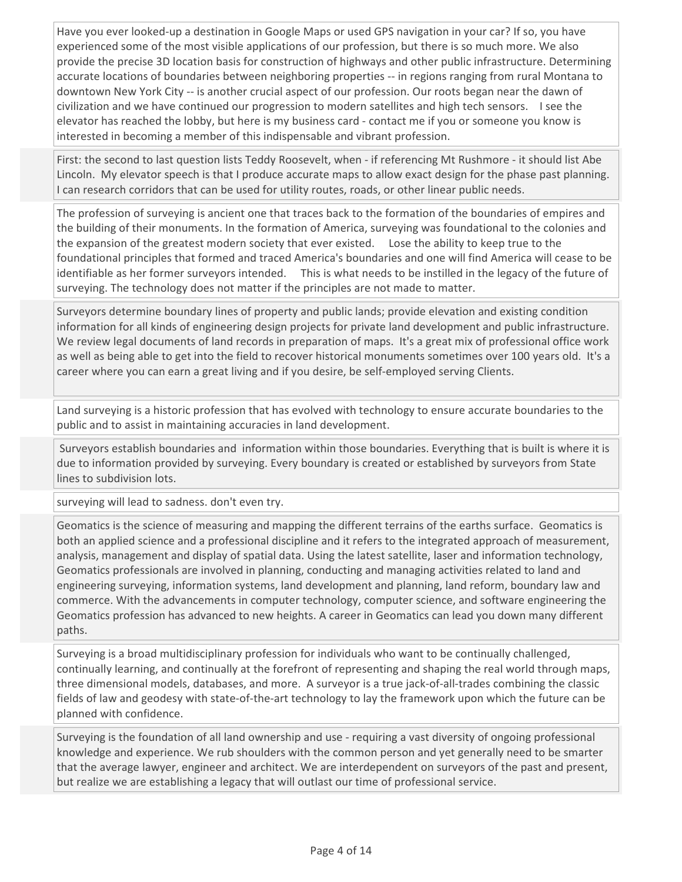Have you ever looked-up a destination in Google Maps or used GPS navigation in your car? If so, you have experienced some of the most visible applications of our profession, but there is so much more. We also provide the precise 3D location basis for construction of highways and other public infrastructure. Determining accurate locations of boundaries between neighboring properties -- in regions ranging from rural Montana to downtown New York City -- is another crucial aspect of our profession. Our roots began near the dawn of civilization and we have continued our progression to modern satellites and high tech sensors. I see the elevator has reached the lobby, but here is my business card - contact me if you or someone you know is interested in becoming a member of this indispensable and vibrant profession.

First: the second to last question lists Teddy Roosevelt, when - if referencing Mt Rushmore - it should list Abe Lincoln. My elevator speech is that I produce accurate maps to allow exact design for the phase past planning. I can research corridors that can be used for utility routes, roads, or other linear public needs.

The profession of surveying is ancient one that traces back to the formation of the boundaries of empires and the building of their monuments. In the formation of America, surveying was foundational to the colonies and the expansion of the greatest modern society that ever existed. Lose the ability to keep true to the foundational principles that formed and traced America's boundaries and one will find America will cease to be identifiable as her former surveyors intended. This is what needs to be instilled in the legacy of the future of surveying. The technology does not matter if the principles are not made to matter.

Surveyors determine boundary lines of property and public lands; provide elevation and existing condition information for all kinds of engineering design projects for private land development and public infrastructure. We review legal documents of land records in preparation of maps. It's a great mix of professional office work as well as being able to get into the field to recover historical monuments sometimes over 100 years old. It's a career where you can earn a great living and if you desire, be self-employed serving Clients.

Land surveying is a historic profession that has evolved with technology to ensure accurate boundaries to the public and to assist in maintaining accuracies in land development.

Surveyors establish boundaries and information within those boundaries. Everything that is built is where it is due to information provided by surveying. Every boundary is created or established by surveyors from State lines to subdivision lots.

surveying will lead to sadness. don't even try.

Geomatics is the science of measuring and mapping the different terrains of the earths surface. Geomatics is both an applied science and a professional discipline and it refers to the integrated approach of measurement, analysis, management and display of spatial data. Using the latest satellite, laser and information technology, Geomatics professionals are involved in planning, conducting and managing activities related to land and engineering surveying, information systems, land development and planning, land reform, boundary law and commerce. With the advancements in computer technology, computer science, and software engineering the Geomatics profession has advanced to new heights. A career in Geomatics can lead you down many different paths.

Surveying is a broad multidisciplinary profession for individuals who want to be continually challenged, continually learning, and continually at the forefront of representing and shaping the real world through maps, three dimensional models, databases, and more. A surveyor is a true jack-of-all-trades combining the classic fields of law and geodesy with state-of-the-art technology to lay the framework upon which the future can be planned with confidence.

Surveying is the foundation of all land ownership and use - requiring a vast diversity of ongoing professional knowledge and experience. We rub shoulders with the common person and yet generally need to be smarter that the average lawyer, engineer and architect. We are interdependent on surveyors of the past and present, but realize we are establishing a legacy that will outlast our time of professional service.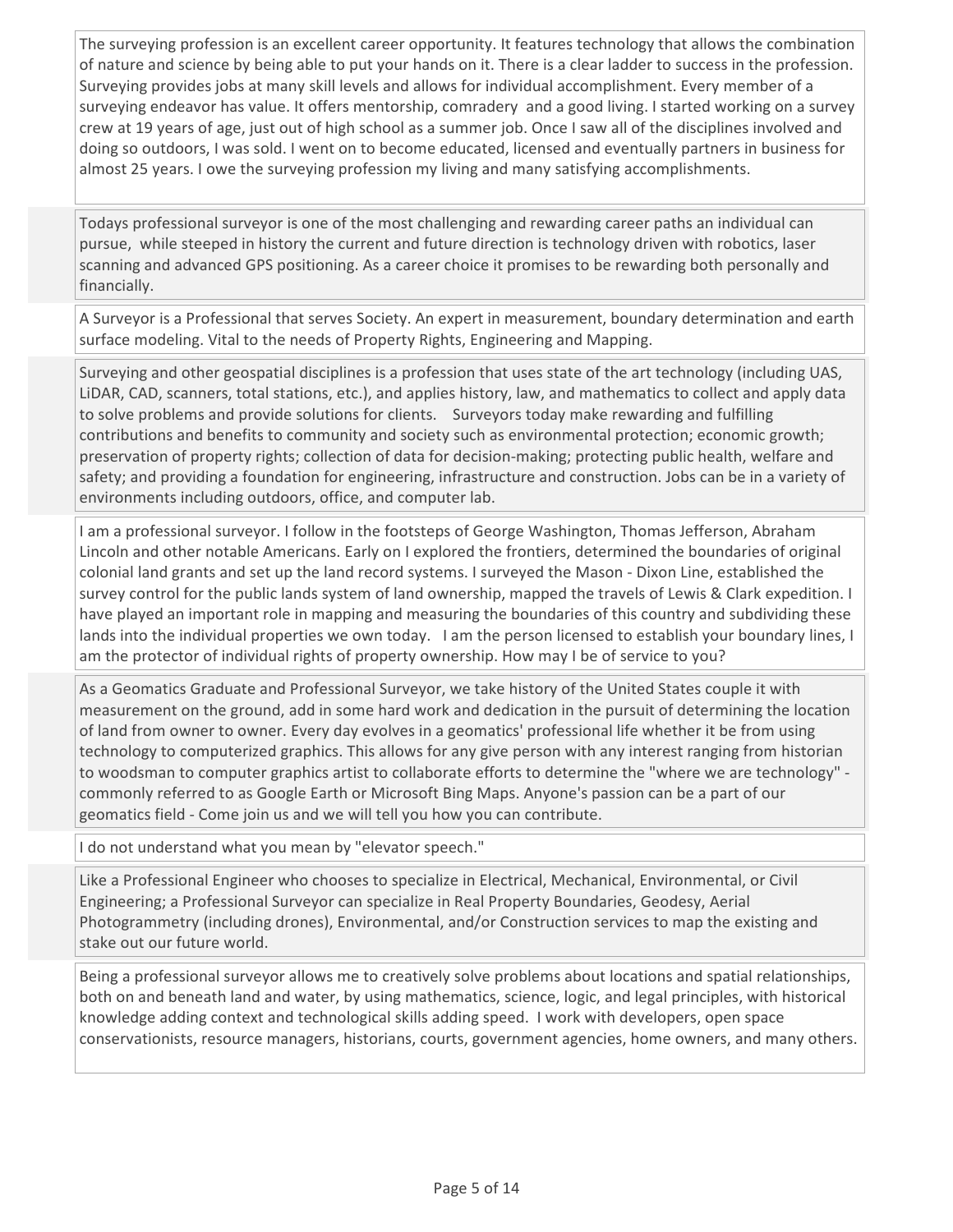The surveying profession is an excellent career opportunity. It features technology that allows the combination of nature and science by being able to put your hands on it. There is a clear ladder to success in the profession. Surveying provides jobs at many skill levels and allows for individual accomplishment. Every member of a surveying endeavor has value. It offers mentorship, comradery  and a good living. I started working on a survey crew at 19 years of age, just out of high school as a summer job. Once I saw all of the disciplines involved and doing so outdoors, I was sold. I went on to become educated, licensed and eventually partners in business for almost 25 years. I owe the surveying profession my living and many satisfying accomplishments.

Todays professional surveyor is one of the most challenging and rewarding career paths an individual can pursue,  while steeped in history the current and future direction is technology driven with robotics, laser scanning and advanced GPS positioning. As a career choice it promises to be rewarding both personally and financially.

A Surveyor is a Professional that serves Society. An expert in measurement, boundary determination and earth surface modeling. Vital to the needs of Property Rights, Engineering and Mapping.

Surveying and other geospatial disciplines is a profession that uses state of the art technology (including UAS, LiDAR, CAD, scanners, total stations, etc.), and applies history, law, and mathematics to collect and apply data to solve problems and provide solutions for clients.    Surveyors today make rewarding and fulfilling contributions and benefits to community and society such as environmental protection; economic growth; preservation of property rights; collection of data for decision-making; protecting public health, welfare and safety; and providing a foundation for engineering, infrastructure and construction. Jobs can be in a variety of environments including outdoors, office, and computer lab.

I am a professional surveyor. I follow in the footsteps of George Washington, Thomas Jefferson, Abraham Lincoln and other notable Americans. Early on I explored the frontiers, determined the boundaries of original colonial land grants and set up the land record systems. I surveyed the Mason - Dixon Line, established the survey control for the public lands system of land ownership, mapped the travels of Lewis & Clark expedition. I have played an important role in mapping and measuring the boundaries of this country and subdividing these lands into the individual properties we own today.   I am the person licensed to establish your boundary lines, I am the protector of individual rights of property ownership. How may I be of service to you?

As a Geomatics Graduate and Professional Surveyor, we take history of the United States couple it with measurement on the ground, add in some hard work and dedication in the pursuit of determining the location of land from owner to owner. Every day evolves in a geomatics' professional life whether it be from using technology to computerized graphics. This allows for any give person with any interest ranging from historian to woodsman to computer graphics artist to collaborate efforts to determine the "where we are technology" - commonly referred to as Google Earth or Microsoft Bing Maps. Anyone's passion can be a part of our geomatics field - Come join us and we will tell you how you can contribute.

I do not understand what you mean by "elevator speech."

Like a Professional Engineer who chooses to specialize in Electrical, Mechanical, Environmental, or Civil Engineering; a Professional Surveyor can specialize in Real Property Boundaries, Geodesy, Aerial Photogrammetry (including drones), Environmental, and/or Construction services to map the existing and stake out our future world.

Being a professional surveyor allows me to creatively solve problems about locations and spatial relationships, both on and beneath land and water, by using mathematics, science, logic, and legal principles, with historical knowledge adding context and technological skills adding speed.  I work with developers, open space conservationists, resource managers, historians, courts, government agencies, home owners, and many others.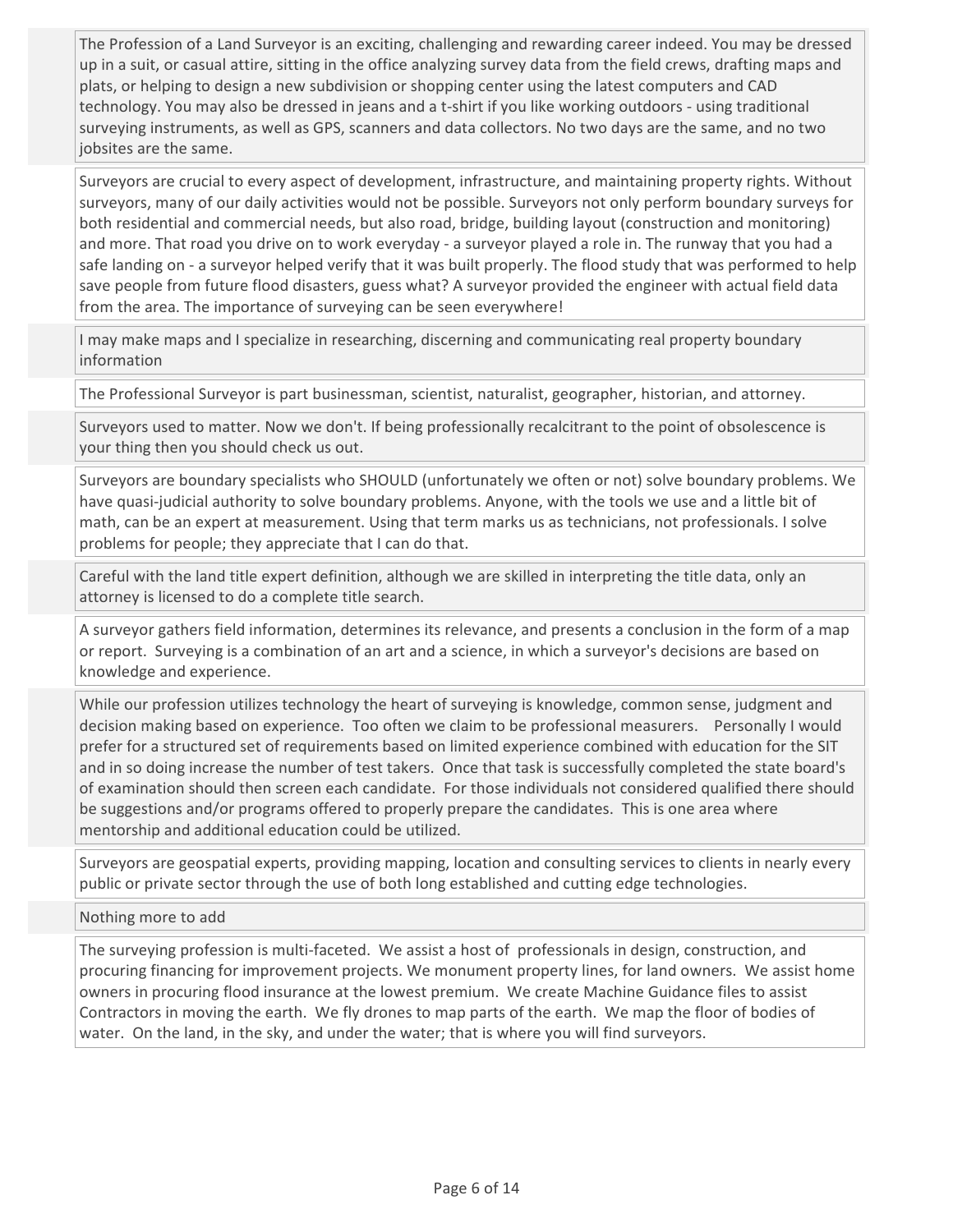The Profession of a Land Surveyor is an exciting, challenging and rewarding career indeed. You may be dressed up in a suit, or casual attire, sitting in the office analyzing survey data from the field crews, drafting maps and plats, or helping to design a new subdivision or shopping center using the latest computers and CAD technology. You may also be dressed in jeans and a t-shirt if you like working outdoors - using traditional surveying instruments, as well as GPS, scanners and data collectors. No two days are the same, and no two jobsites are the same.

Surveyors are crucial to every aspect of development, infrastructure, and maintaining property rights. Without surveyors, many of our daily activities would not be possible. Surveyors not only perform boundary surveys for both residential and commercial needs, but also road, bridge, building layout (construction and monitoring) and more. That road you drive on to work everyday - a surveyor played a role in. The runway that you had a safe landing on - a surveyor helped verify that it was built properly. The flood study that was performed to help save people from future flood disasters, guess what? A surveyor provided the engineer with actual field data from the area. The importance of surveying can be seen everywhere!

I may make maps and I specialize in researching, discerning and communicating real property boundary information

The Professional Surveyor is part businessman, scientist, naturalist, geographer, historian, and attorney.

Surveyors used to matter. Now we don't. If being professionally recalcitrant to the point of obsolescence is your thing then you should check us out.

Surveyors are boundary specialists who SHOULD (unfortunately we often or not) solve boundary problems. We have quasi-judicial authority to solve boundary problems. Anyone, with the tools we use and a little bit of math, can be an expert at measurement. Using that term marks us as technicians, not professionals. I solve problems for people; they appreciate that I can do that.

Careful with the land title expert definition, although we are skilled in interpreting the title data, only an attorney is licensed to do a complete title search.

A surveyor gathers field information, determines its relevance, and presents a conclusion in the form of a map or report. Surveying is a combination of an art and a science, in which a surveyor's decisions are based on knowledge and experience.

While our profession utilizes technology the heart of surveying is knowledge, common sense, judgment and decision making based on experience. Too often we claim to be professional measurers. Personally I would prefer for a structured set of requirements based on limited experience combined with education for the SIT and in so doing increase the number of test takers. Once that task is successfully completed the state board's of examination should then screen each candidate. For those individuals not considered qualified there should be suggestions and/or programs offered to properly prepare the candidates. This is one area where mentorship and additional education could be utilized.

Surveyors are geospatial experts, providing mapping, location and consulting services to clients in nearly every public or private sector through the use of both long established and cutting edge technologies.

Nothing more to add

The surveying profession is multi-faceted. We assist a host of professionals in design, construction, and procuring financing for improvement projects. We monument property lines, for land owners. We assist home owners in procuring flood insurance at the lowest premium. We create Machine Guidance files to assist Contractors in moving the earth. We fly drones to map parts of the earth. We map the floor of bodies of water. On the land, in the sky, and under the water; that is where you will find surveyors.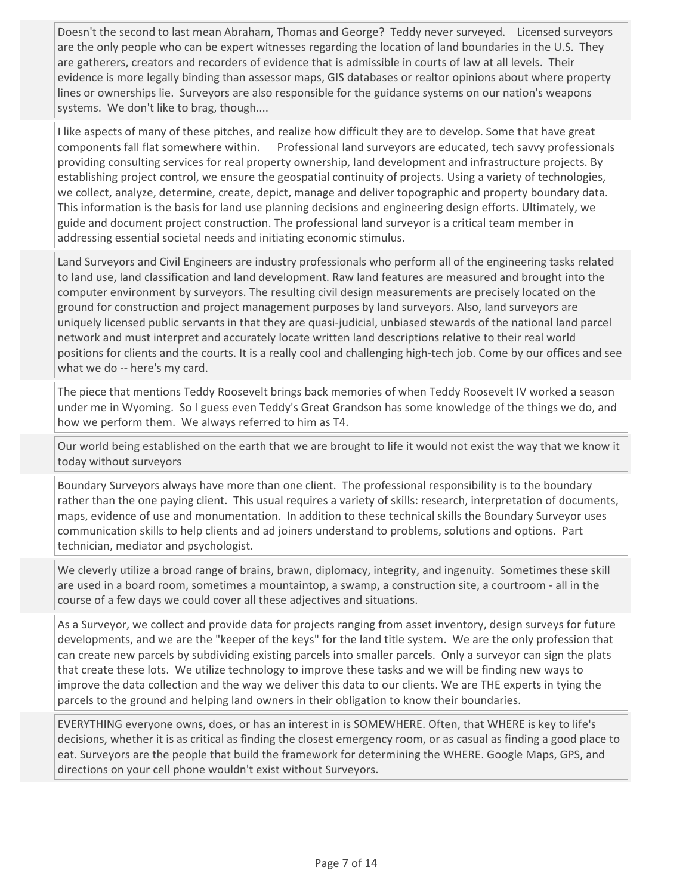Doesn't the second to last mean Abraham, Thomas and George? Teddy never surveyed. Licensed surveyors are the only people who can be expert witnesses regarding the location of land boundaries in the U.S. They are gatherers, creators and recorders of evidence that is admissible in courts of law at all levels. Their evidence is more legally binding than assessor maps, GIS databases or realtor opinions about where property lines or ownerships lie. Surveyors are also responsible for the guidance systems on our nation's weapons systems. We don't like to brag, though....

I like aspects of many of these pitches, and realize how difficult they are to develop. Some that have great components fall flat somewhere within. Professional land surveyors are educated, tech savvy professionals providing consulting services for real property ownership, land development and infrastructure projects. By establishing project control, we ensure the geospatial continuity of projects. Using a variety of technologies, we collect, analyze, determine, create, depict, manage and deliver topographic and property boundary data. This information is the basis for land use planning decisions and engineering design efforts. Ultimately, we guide and document project construction. The professional land surveyor is a critical team member in addressing essential societal needs and initiating economic stimulus.

Land Surveyors and Civil Engineers are industry professionals who perform all of the engineering tasks related to land use, land classification and land development. Raw land features are measured and brought into the computer environment by surveyors. The resulting civil design measurements are precisely located on the ground for construction and project management purposes by land surveyors. Also, land surveyors are uniquely licensed public servants in that they are quasi-judicial, unbiased stewards of the national land parcel network and must interpret and accurately locate written land descriptions relative to their real world positions for clients and the courts. It is a really cool and challenging high-tech job. Come by our offices and see what we do -- here's my card.

The piece that mentions Teddy Roosevelt brings back memories of when Teddy Roosevelt IV worked a season under me in Wyoming. So I guess even Teddy's Great Grandson has some knowledge of the things we do, and how we perform them. We always referred to him as T4.

Our world being established on the earth that we are brought to life it would not exist the way that we know it today without surveyors

Boundary Surveyors always have more than one client. The professional responsibility is to the boundary rather than the one paying client. This usual requires a variety of skills: research, interpretation of documents, maps, evidence of use and monumentation. In addition to these technical skills the Boundary Surveyor uses communication skills to help clients and ad joiners understand to problems, solutions and options. Part technician, mediator and psychologist.

We cleverly utilize a broad range of brains, brawn, diplomacy, integrity, and ingenuity. Sometimes these skill are used in a board room, sometimes a mountaintop, a swamp, a construction site, a courtroom - all in the course of a few days we could cover all these adjectives and situations.

As a Surveyor, we collect and provide data for projects ranging from asset inventory, design surveys for future developments, and we are the "keeper of the keys" for the land title system. We are the only profession that can create new parcels by subdividing existing parcels into smaller parcels. Only a surveyor can sign the plats that create these lots. We utilize technology to improve these tasks and we will be finding new ways to improve the data collection and the way we deliver this data to our clients. We are THE experts in tying the parcels to the ground and helping land owners in their obligation to know their boundaries.

EVERYTHING everyone owns, does, or has an interest in is SOMEWHERE. Often, that WHERE is key to life's decisions, whether it is as critical as finding the closest emergency room, or as casual as finding a good place to eat. Surveyors are the people that build the framework for determining the WHERE. Google Maps, GPS, and directions on your cell phone wouldn't exist without Surveyors.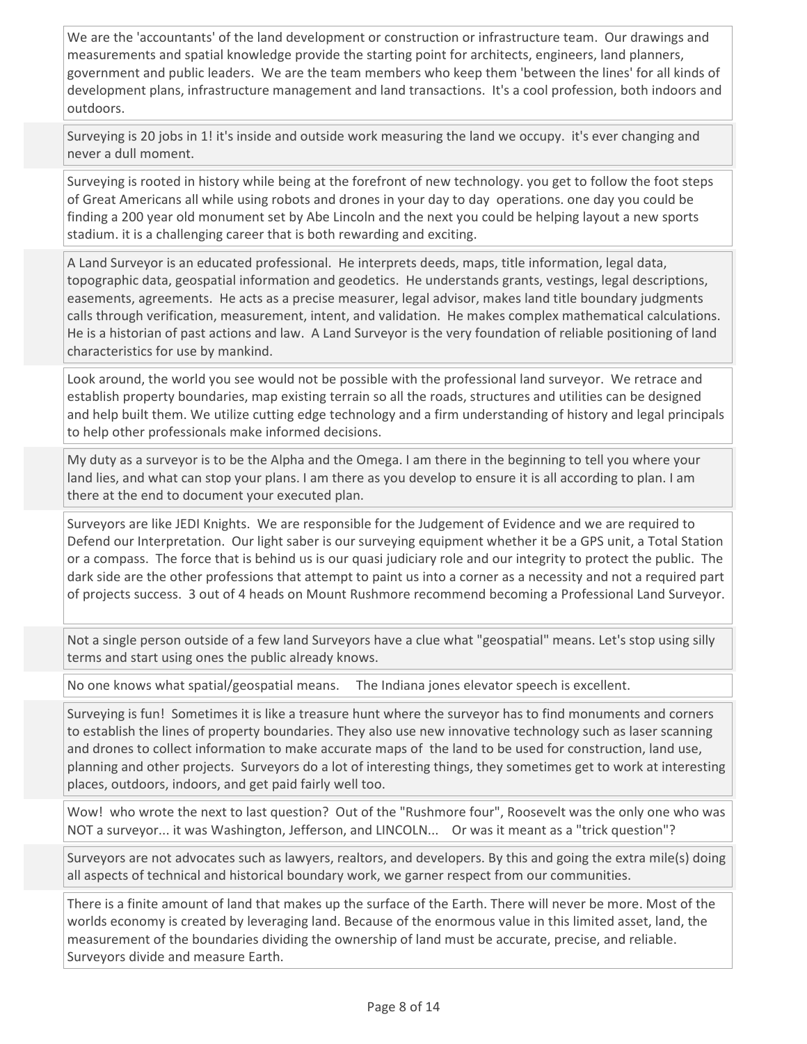We are the 'accountants' of the land development or construction or infrastructure team. Our drawings and measurements and spatial knowledge provide the starting point for architects, engineers, land planners, government and public leaders. We are the team members who keep them 'between the lines' for all kinds of development plans, infrastructure management and land transactions. It's a cool profession, both indoors and outdoors.

Surveying is 20 jobs in 1! it's inside and outside work measuring the land we occupy. it's ever changing and never a dull moment.

Surveying is rooted in history while being at the forefront of new technology. you get to follow the foot steps of Great Americans all while using robots and drones in your day to day operations. one day you could be finding a 200 year old monument set by Abe Lincoln and the next you could be helping layout a new sports stadium. it is a challenging career that is both rewarding and exciting.

A Land Surveyor is an educated professional. He interprets deeds, maps, title information, legal data, topographic data, geospatial information and geodetics. He understands grants, vestings, legal descriptions, easements, agreements. He acts as a precise measurer, legal advisor, makes land title boundary judgments calls through verification, measurement, intent, and validation. He makes complex mathematical calculations. He is a historian of past actions and law. A Land Surveyor is the very foundation of reliable positioning of land characteristics for use by mankind.

Look around, the world you see would not be possible with the professional land surveyor. We retrace and establish property boundaries, map existing terrain so all the roads, structures and utilities can be designed and help built them. We utilize cutting edge technology and a firm understanding of history and legal principals to help other professionals make informed decisions.

My duty as a surveyor is to be the Alpha and the Omega. I am there in the beginning to tell you where your land lies, and what can stop your plans. I am there as you develop to ensure it is all according to plan. I am there at the end to document your executed plan.

Surveyors are like JEDI Knights. We are responsible for the Judgement of Evidence and we are required to Defend our Interpretation. Our light saber is our surveying equipment whether it be a GPS unit, a Total Station or a compass. The force that is behind us is our quasi judiciary role and our integrity to protect the public. The dark side are the other professions that attempt to paint us into a corner as a necessity and not a required part of projects success. 3 out of 4 heads on Mount Rushmore recommend becoming a Professional Land Surveyor.

Not a single person outside of a few land Surveyors have a clue what "geospatial" means. Let's stop using silly terms and start using ones the public already knows.

No one knows what spatial/geospatial means. The Indiana jones elevator speech is excellent.

Surveying is fun! Sometimes it is like a treasure hunt where the surveyor has to find monuments and corners to establish the lines of property boundaries. They also use new innovative technology such as laser scanning and drones to collect information to make accurate maps of the land to be used for construction, land use, planning and other projects. Surveyors do a lot of interesting things, they sometimes get to work at interesting places, outdoors, indoors, and get paid fairly well too.

Wow! who wrote the next to last question? Out of the "Rushmore four", Roosevelt was the only one who was NOT a surveyor... it was Washington, Jefferson, and LINCOLN... Or was it meant as a "trick question"?

Surveyors are not advocates such as lawyers, realtors, and developers. By this and going the extra mile(s) doing all aspects of technical and historical boundary work, we garner respect from our communities.

There is a finite amount of land that makes up the surface of the Earth. There will never be more. Most of the worlds economy is created by leveraging land. Because of the enormous value in this limited asset, land, the measurement of the boundaries dividing the ownership of land must be accurate, precise, and reliable. Surveyors divide and measure Earth.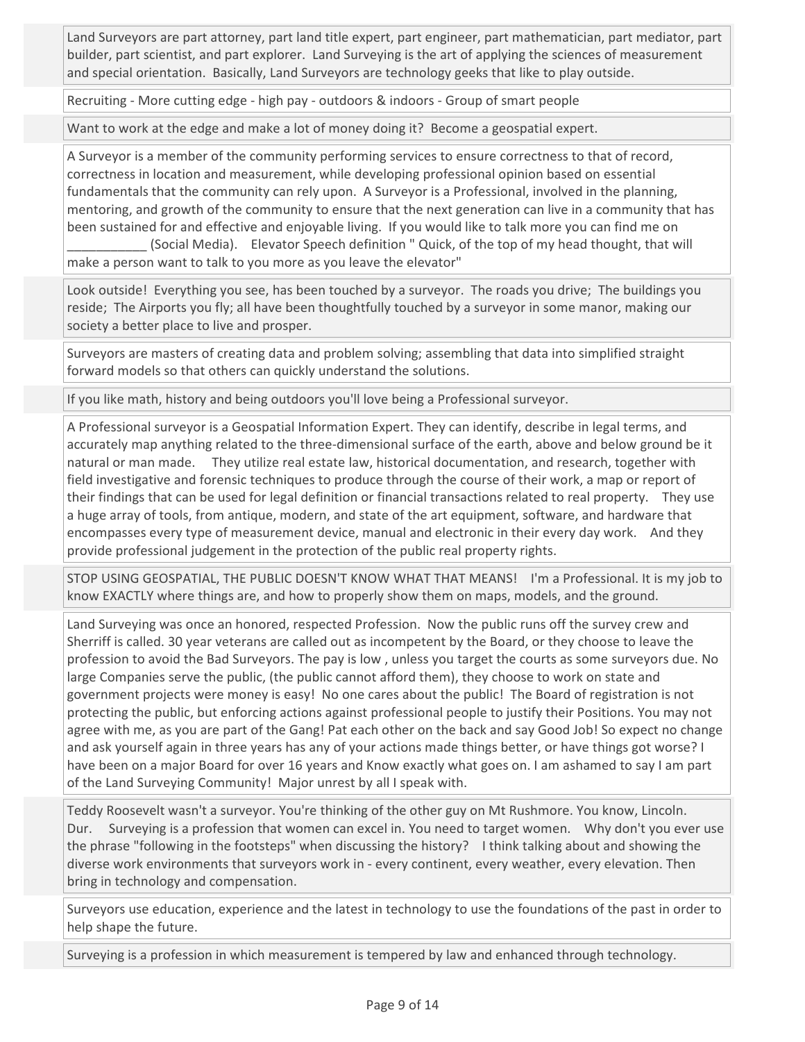Land Surveyors are part attorney, part land title expert, part engineer, part mathematician, part mediator, part builder, part scientist, and part explorer. Land Surveying is the art of applying the sciences of measurement and special orientation. Basically, Land Surveyors are technology geeks that like to play outside.

Recruiting - More cutting edge - high pay - outdoors & indoors - Group of smart people

Want to work at the edge and make a lot of money doing it? Become a geospatial expert.

A Surveyor is a member of the community performing services to ensure correctness to that of record, correctness in location and measurement, while developing professional opinion based on essential fundamentals that the community can rely upon. A Surveyor is a Professional, involved in the planning, mentoring, and growth of the community to ensure that the next generation can live in a community that has been sustained for and effective and enjoyable living. If you would like to talk more you can find me on ___________ (Social Media). Elevator Speech definition " Quick, of the top of my head thought, that will make a person want to talk to you more as you leave the elevator"

Look outside! Everything you see, has been touched by a surveyor. The roads you drive; The buildings you reside; The Airports you fly; all have been thoughtfully touched by a surveyor in some manor, making our society a better place to live and prosper.

Surveyors are masters of creating data and problem solving; assembling that data into simplified straight forward models so that others can quickly understand the solutions.

If you like math, history and being outdoors you'll love being a Professional surveyor.

A Professional surveyor is a Geospatial Information Expert. They can identify, describe in legal terms, and accurately map anything related to the three-dimensional surface of the earth, above and below ground be it natural or man made. They utilize real estate law, historical documentation, and research, together with field investigative and forensic techniques to produce through the course of their work, a map or report of their findings that can be used for legal definition or financial transactions related to real property. They use a huge array of tools, from antique, modern, and state of the art equipment, software, and hardware that encompasses every type of measurement device, manual and electronic in their every day work. And they provide professional judgement in the protection of the public real property rights.

STOP USING GEOSPATIAL, THE PUBLIC DOESN'T KNOW WHAT THAT MEANS! I'm a Professional. It is my job to know EXACTLY where things are, and how to properly show them on maps, models, and the ground.

Land Surveying was once an honored, respected Profession. Now the public runs off the survey crew and Sherriff is called. 30 year veterans are called out as incompetent by the Board, or they choose to leave the profession to avoid the Bad Surveyors. The pay is low , unless you target the courts as some surveyors due. No large Companies serve the public, (the public cannot afford them), they choose to work on state and government projects were money is easy! No one cares about the public! The Board of registration is not protecting the public, but enforcing actions against professional people to justify their Positions. You may not agree with me, as you are part of the Gang! Pat each other on the back and say Good Job! So expect no change and ask yourself again in three years has any of your actions made things better, or have things got worse? I have been on a major Board for over 16 years and Know exactly what goes on. I am ashamed to say I am part of the Land Surveying Community! Major unrest by all I speak with.

Teddy Roosevelt wasn't a surveyor. You're thinking of the other guy on Mt Rushmore. You know, Lincoln. Dur. Surveying is a profession that women can excel in. You need to target women. Why don't you ever use the phrase "following in the footsteps" when discussing the history? I think talking about and showing the diverse work environments that surveyors work in - every continent, every weather, every elevation. Then bring in technology and compensation.

Surveyors use education, experience and the latest in technology to use the foundations of the past in order to help shape the future.

Surveying is a profession in which measurement is tempered by law and enhanced through technology.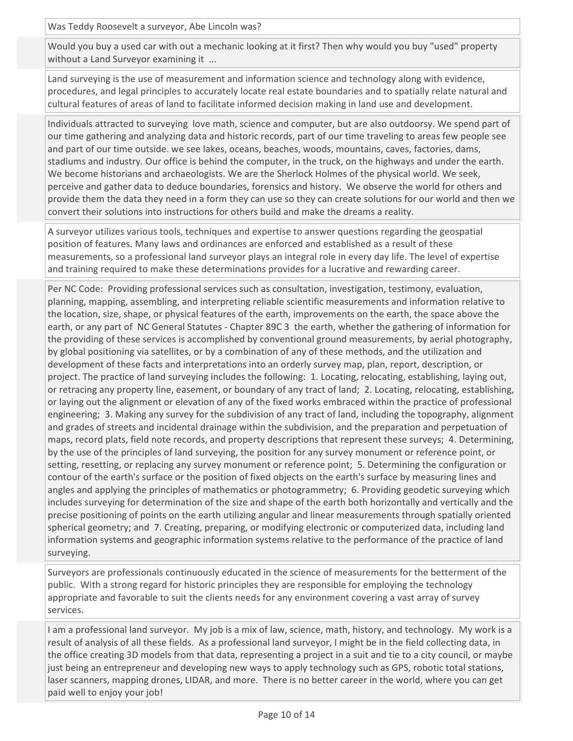Was Teddy Roosevelt a surveyor, Abe Lincoln was?

Would you buy a used car with out a mechanic looking at it first? Then why would you buy "used" property without a Land Surveyor examining it ...

Land surveying is the use of measurement and information science and technology along with evidence, procedures, and legal principles to accurately locate real estate boundaries and to spatially relate natural and cultural features of areas of land to facilitate informed decision making in land use and development.

Individuals attracted to surveying love math, science and computer, but are also outdoorsy. We spend part of our time gathering and analyzing data and historic records, part of our time traveling to areas few people see and part of our time outside. we see lakes, oceans, beaches, woods, mountains, caves, factories, dams, stadiums and industry. Our office is behind the computer, in the truck, on the highways and under the earth. We become historians and archaeologists. We are the Sherlock Holmes of the physical world. We seek, perceive and gather data to deduce boundaries, forensics and history. We observe the world for others and provide them the data they need in a form they can use so they can create solutions for our world and then we convert their solutions into instructions for others build and make the dreams a reality.

A surveyor utilizes various tools, techniques and expertise to answer questions regarding the geospatial position of features. Many laws and ordinances are enforced and established as a result of these measurements, so a professional land surveyor plays an integral role in every day life. The level of expertise and training required to make these determinations provides for a lucrative and rewarding career.

Per NC Code: Providing professional services such as consultation, investigation, testimony, evaluation, planning, mapping, assembling, and interpreting reliable scientific measurements and information relative to the location, size, shape, or physical features of the earth, improvements on the earth, the space above the earth, or any part of NC General Statutes - Chapter 89C 3 the earth, whether the gathering of information for the providing of these services is accomplished by conventional ground measurements, by aerial photography, by global positioning via satellites, or by a combination of any of these methods, and the utilization and development of these facts and interpretations into an orderly survey map, plan, report, description, or project. The practice of land surveying includes the following: 1. Locating, relocating, establishing, laying out, or retracing any property line, easement, or boundary of any tract of land; 2. Locating, relocating, establishing, or laying out the alignment or elevation of any of the fixed works embraced within the practice of professional engineering; 3. Making any survey for the subdivision of any tract of land, including the topography, alignment and grades of streets and incidental drainage within the subdivision, and the preparation and perpetuation of maps, record plats, field note records, and property descriptions that represent these surveys; 4. Determining, by the use of the principles of land surveying, the position for any survey monument or reference point, or setting, resetting, or replacing any survey monument or reference point; 5. Determining the configuration or contour of the earth's surface or the position of fixed objects on the earth's surface by measuring lines and angles and applying the principles of mathematics or photogrammetry; 6. Providing geodetic surveying which includes surveying for determination of the size and shape of the earth both horizontally and vertically and the precise positioning of points on the earth utilizing angular and linear measurements through spatially oriented spherical geometry; and 7. Creating, preparing, or modifying electronic or computerized data, including land information systems and geographic information systems relative to the performance of the practice of land surveying.

Surveyors are professionals continuously educated in the science of measurements for the betterment of the public. With a strong regard for historic principles they are responsible for employing the technology appropriate and favorable to suit the clients needs for any environment covering a vast array of survey services.

I am a professional land surveyor. My job is a mix of law, science, math, history, and technology. My work is a result of analysis of all these fields. As a professional land surveyor, I might be in the field collecting data, in the office creating 3D models from that data, representing a project in a suit and tie to a city council, or maybe just being an entrepreneur and developing new ways to apply technology such as GPS, robotic total stations, laser scanners, mapping drones, LIDAR, and more. There is no better career in the world, where you can get paid well to enjoy your job!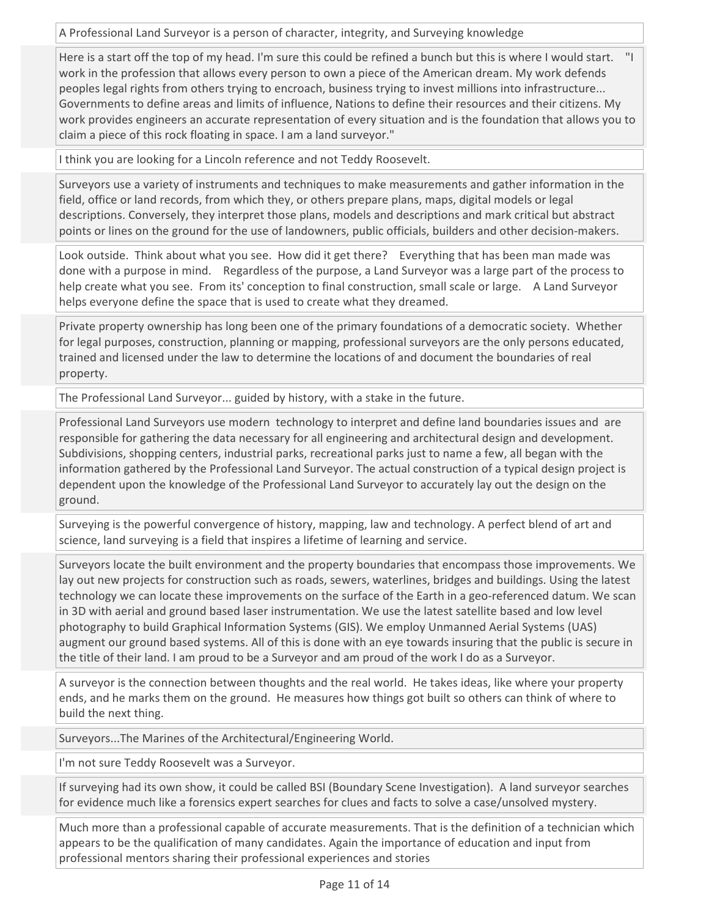A Professional Land Surveyor is a person of character, integrity, and Surveying knowledge

Here is a start off the top of my head. I'm sure this could be refined a bunch but this is where I would start. "I work in the profession that allows every person to own a piece of the American dream. My work defends peoples legal rights from others trying to encroach, business trying to invest millions into infrastructure... Governments to define areas and limits of influence, Nations to define their resources and their citizens. My work provides engineers an accurate representation of every situation and is the foundation that allows you to claim a piece of this rock floating in space. I am a land surveyor."

I think you are looking for a Lincoln reference and not Teddy Roosevelt.

Surveyors use a variety of instruments and techniques to make measurements and gather information in the field, office or land records, from which they, or others prepare plans, maps, digital models or legal descriptions. Conversely, they interpret those plans, models and descriptions and mark critical but abstract points or lines on the ground for the use of landowners, public officials, builders and other decision-makers.

Look outside. Think about what you see. How did it get there? Everything that has been man made was done with a purpose in mind. Regardless of the purpose, a Land Surveyor was a large part of the process to help create what you see. From its' conception to final construction, small scale or large. A Land Surveyor helps everyone define the space that is used to create what they dreamed.

Private property ownership has long been one of the primary foundations of a democratic society. Whether for legal purposes, construction, planning or mapping, professional surveyors are the only persons educated, trained and licensed under the law to determine the locations of and document the boundaries of real property.

The Professional Land Surveyor... guided by history, with a stake in the future.

Professional Land Surveyors use modern technology to interpret and define land boundaries issues and are responsible for gathering the data necessary for all engineering and architectural design and development. Subdivisions, shopping centers, industrial parks, recreational parks just to name a few, all began with the information gathered by the Professional Land Surveyor. The actual construction of a typical design project is dependent upon the knowledge of the Professional Land Surveyor to accurately lay out the design on the ground.

Surveying is the powerful convergence of history, mapping, law and technology. A perfect blend of art and science, land surveying is a field that inspires a lifetime of learning and service.

Surveyors locate the built environment and the property boundaries that encompass those improvements. We lay out new projects for construction such as roads, sewers, waterlines, bridges and buildings. Using the latest technology we can locate these improvements on the surface of the Earth in a geo-referenced datum. We scan in 3D with aerial and ground based laser instrumentation. We use the latest satellite based and low level photography to build Graphical Information Systems (GIS). We employ Unmanned Aerial Systems (UAS) augment our ground based systems. All of this is done with an eye towards insuring that the public is secure in the title of their land. I am proud to be a Surveyor and am proud of the work I do as a Surveyor.

A surveyor is the connection between thoughts and the real world. He takes ideas, like where your property ends, and he marks them on the ground. He measures how things got built so others can think of where to build the next thing.

Surveyors...The Marines of the Architectural/Engineering World.

I'm not sure Teddy Roosevelt was a Surveyor.

If surveying had its own show, it could be called BSI (Boundary Scene Investigation). A land surveyor searches for evidence much like a forensics expert searches for clues and facts to solve a case/unsolved mystery.

Much more than a professional capable of accurate measurements. That is the definition of a technician which appears to be the qualification of many candidates. Again the importance of education and input from professional mentors sharing their professional experiences and stories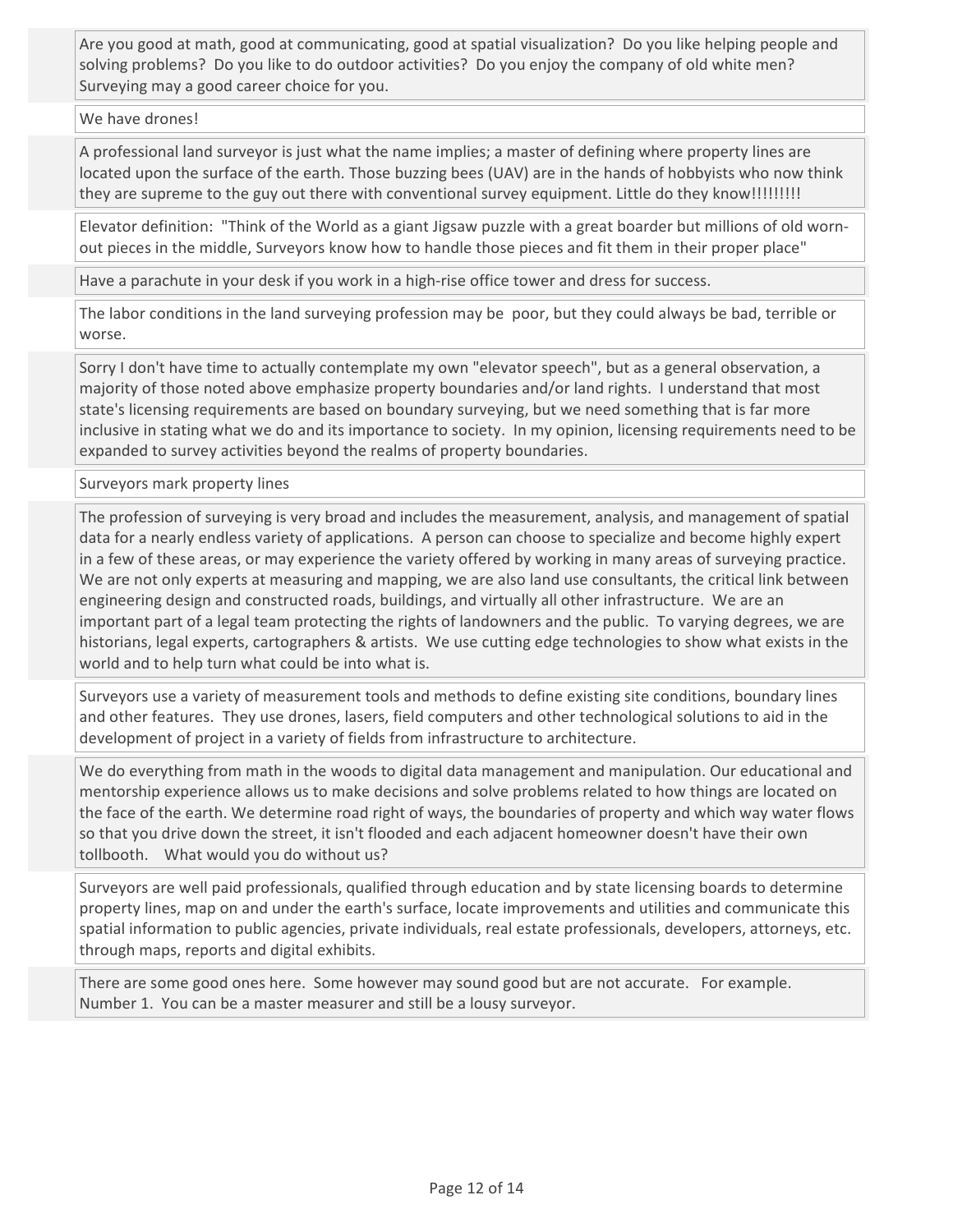Are you good at math, good at communicating, good at spatial visualization? Do you like helping people and solving problems? Do you like to do outdoor activities? Do you enjoy the company of old white men? Surveying may a good career choice for you.

We have drones!

A professional land surveyor is just what the name implies; a master of defining where property lines are located upon the surface of the earth. Those buzzing bees (UAV) are in the hands of hobbyists who now think they are supreme to the guy out there with conventional survey equipment. Little do they know!!!!!!!!!

Elevator definition: "Think of the World as a giant Jigsaw puzzle with a great boarder but millions of old worn-out pieces in the middle, Surveyors know how to handle those pieces and fit them in their proper place"

Have a parachute in your desk if you work in a high-rise office tower and dress for success.

The labor conditions in the land surveying profession may be poor, but they could always be bad, terrible or worse.

Sorry I don't have time to actually contemplate my own "elevator speech", but as a general observation, a majority of those noted above emphasize property boundaries and/or land rights. I understand that most state's licensing requirements are based on boundary surveying, but we need something that is far more inclusive in stating what we do and its importance to society. In my opinion, licensing requirements need to be expanded to survey activities beyond the realms of property boundaries.

Surveyors mark property lines

The profession of surveying is very broad and includes the measurement, analysis, and management of spatial data for a nearly endless variety of applications. A person can choose to specialize and become highly expert in a few of these areas, or may experience the variety offered by working in many areas of surveying practice. We are not only experts at measuring and mapping, we are also land use consultants, the critical link between engineering design and constructed roads, buildings, and virtually all other infrastructure. We are an important part of a legal team protecting the rights of landowners and the public. To varying degrees, we are historians, legal experts, cartographers & artists. We use cutting edge technologies to show what exists in the world and to help turn what could be into what is.

Surveyors use a variety of measurement tools and methods to define existing site conditions, boundary lines and other features. They use drones, lasers, field computers and other technological solutions to aid in the development of project in a variety of fields from infrastructure to architecture.

We do everything from math in the woods to digital data management and manipulation. Our educational and mentorship experience allows us to make decisions and solve problems related to how things are located on the face of the earth. We determine road right of ways, the boundaries of property and which way water flows so that you drive down the street, it isn't flooded and each adjacent homeowner doesn't have their own tollbooth. What would you do without us?

Surveyors are well paid professionals, qualified through education and by state licensing boards to determine property lines, map on and under the earth's surface, locate improvements and utilities and communicate this spatial information to public agencies, private individuals, real estate professionals, developers, attorneys, etc. through maps, reports and digital exhibits.

There are some good ones here. Some however may sound good but are not accurate. For example. Number 1. You can be a master measurer and still be a lousy surveyor.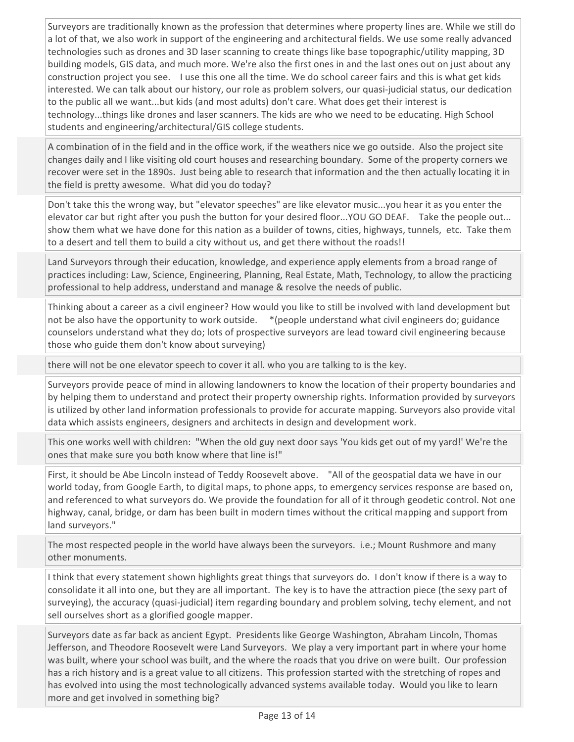Surveyors are traditionally known as the profession that determines where property lines are. While we still do a lot of that, we also work in support of the engineering and architectural fields. We use some really advanced technologies such as drones and 3D laser scanning to create things like base topographic/utility mapping, 3D building models, GIS data, and much more. We're also the first ones in and the last ones out on just about any construction project you see.    I use this one all the time. We do school career fairs and this is what get kids interested. We can talk about our history, our role as problem solvers, our quasi-judicial status, our dedication to the public all we want...but kids (and most adults) don't care. What does get their interest is technology...things like drones and laser scanners. The kids are who we need to be educating. High School students and engineering/architectural/GIS college students.

A combination of in the field and in the office work, if the weathers nice we go outside.  Also the project site changes daily and I like visiting old court houses and researching boundary.  Some of the property corners we recover were set in the 1890s.  Just being able to research that information and the then actually locating it in the field is pretty awesome.  What did you do today?

Don't take this the wrong way, but "elevator speeches" are like elevator music...you hear it as you enter the elevator car but right after you push the button for your desired floor...YOU GO DEAF.    Take the people out... show them what we have done for this nation as a builder of towns, cities, highways, tunnels,  etc.  Take them to a desert and tell them to build a city without us, and get there without the roads!!

Land Surveyors through their education, knowledge, and experience apply elements from a broad range of practices including: Law, Science, Engineering, Planning, Real Estate, Math, Technology, to allow the practicing professional to help address, understand and manage & resolve the needs of public.

Thinking about a career as a civil engineer? How would you like to still be involved with land development but not be also have the opportunity to work outside.    *(people understand what civil engineers do; guidance counselors understand what they do; lots of prospective surveyors are lead toward civil engineering because those who guide them don't know about surveying)

there will not be one elevator speech to cover it all. who you are talking to is the key.

Surveyors provide peace of mind in allowing landowners to know the location of their property boundaries and by helping them to understand and protect their property ownership rights. Information provided by surveyors is utilized by other land information professionals to provide for accurate mapping. Surveyors also provide vital data which assists engineers, designers and architects in design and development work.

This one works well with children:  "When the old guy next door says 'You kids get out of my yard!' We're the ones that make sure you both know where that line is!"

First, it should be Abe Lincoln instead of Teddy Roosevelt above.    "All of the geospatial data we have in our world today, from Google Earth, to digital maps, to phone apps, to emergency services response are based on, and referenced to what surveyors do. We provide the foundation for all of it through geodetic control. Not one highway, canal, bridge, or dam has been built in modern times without the critical mapping and support from land surveyors."

The most respected people in the world have always been the surveyors.  i.e.; Mount Rushmore and many other monuments.

I think that every statement shown highlights great things that surveyors do.  I don't know if there is a way to consolidate it all into one, but they are all important.  The key is to have the attraction piece (the sexy part of surveying), the accuracy (quasi-judicial) item regarding boundary and problem solving, techy element, and not sell ourselves short as a glorified google mapper.

Surveyors date as far back as ancient Egypt.  Presidents like George Washington, Abraham Lincoln, Thomas Jefferson, and Theodore Roosevelt were Land Surveyors.  We play a very important part in where your home was built, where your school was built, and the where the roads that you drive on were built.  Our profession has a rich history and is a great value to all citizens.  This profession started with the stretching of ropes and has evolved into using the most technologically advanced systems available today.  Would you like to learn more and get involved in something big?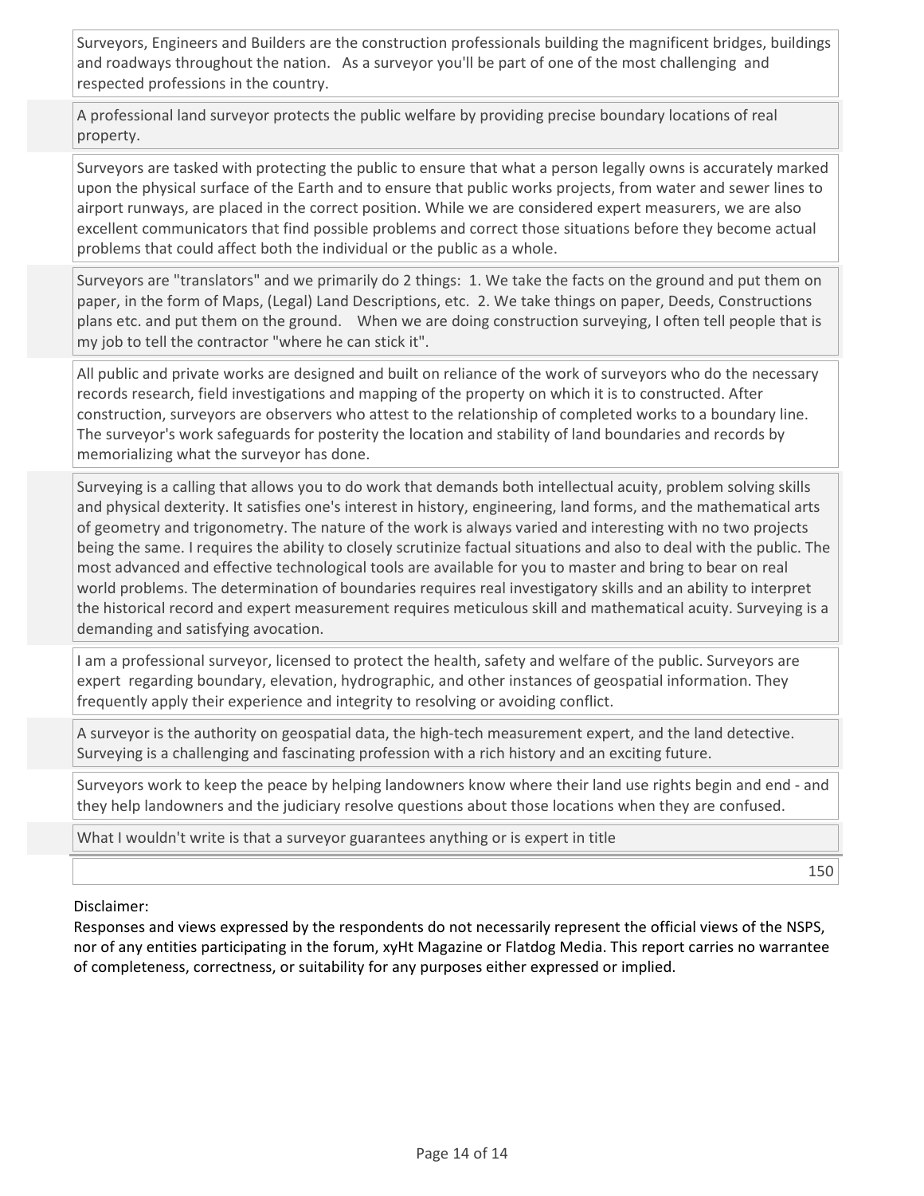Surveyors, Engineers and Builders are the construction professionals building the magnificent bridges, buildings and roadways throughout the nation.   As a surveyor you'll be part of one of the most challenging  and respected professions in the country.

A professional land surveyor protects the public welfare by providing precise boundary locations of real property.

Surveyors are tasked with protecting the public to ensure that what a person legally owns is accurately marked upon the physical surface of the Earth and to ensure that public works projects, from water and sewer lines to airport runways, are placed in the correct position. While we are considered expert measurers, we are also excellent communicators that find possible problems and correct those situations before they become actual problems that could affect both the individual or the public as a whole.

Surveyors are "translators" and we primarily do 2 things:  1. We take the facts on the ground and put them on paper, in the form of Maps, (Legal) Land Descriptions, etc.  2. We take things on paper, Deeds, Constructions plans etc. and put them on the ground.    When we are doing construction surveying, I often tell people that is my job to tell the contractor "where he can stick it".

All public and private works are designed and built on reliance of the work of surveyors who do the necessary records research, field investigations and mapping of the property on which it is to constructed. After construction, surveyors are observers who attest to the relationship of completed works to a boundary line. The surveyor's work safeguards for posterity the location and stability of land boundaries and records by memorializing what the surveyor has done.

Surveying is a calling that allows you to do work that demands both intellectual acuity, problem solving skills and physical dexterity. It satisfies one's interest in history, engineering, land forms, and the mathematical arts of geometry and trigonometry. The nature of the work is always varied and interesting with no two projects being the same. I requires the ability to closely scrutinize factual situations and also to deal with the public. The most advanced and effective technological tools are available for you to master and bring to bear on real world problems. The determination of boundaries requires real investigatory skills and an ability to interpret the historical record and expert measurement requires meticulous skill and mathematical acuity. Surveying is a demanding and satisfying avocation.

I am a professional surveyor, licensed to protect the health, safety and welfare of the public. Surveyors are expert  regarding boundary, elevation, hydrographic, and other instances of geospatial information. They frequently apply their experience and integrity to resolving or avoiding conflict.

A surveyor is the authority on geospatial data, the high-tech measurement expert, and the land detective. Surveying is a challenging and fascinating profession with a rich history and an exciting future.

Surveyors work to keep the peace by helping landowners know where their land use rights begin and end - and they help landowners and the judiciary resolve questions about those locations when they are confused.

What I wouldn't write is that a surveyor guarantees anything or is expert in title

150

Disclaimer:

Responses and views expressed by the respondents do not necessarily represent the official views of the NSPS, nor of any entities participating in the forum, xyHt Magazine or Flatdog Media. This report carries no warrantee of completeness, correctness, or suitability for any purposes either expressed or implied.